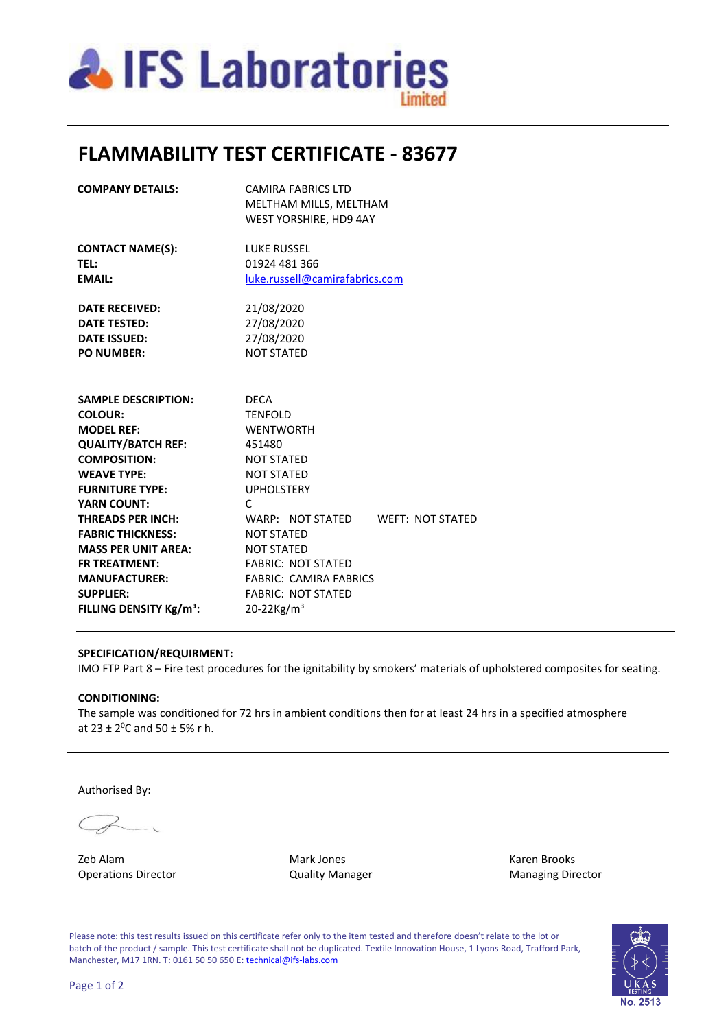# FLAMMABILITY TEST CERTIFICATE - 83677

| | |
|---|---|
| **COMPANY DETAILS:** | CAMIRA FABRICS LTD<br>MELTHAM MILLS, MELTHAM<br>WEST YORSHIRE, HD9 4AY |
| **CONTACT NAME(S):** | LUKE RUSSEL |
| **TEL:** | 01924 481 366 |
| **EMAIL:** | luke.russell@camirafabrics.com |
| **DATE RECEIVED:** | 21/08/2020 |
| **DATE TESTED:** | 27/08/2020 |
| **DATE ISSUED:** | 27/08/2020 |
| **PO NUMBER:** | NOT STATED |

| | |
|---|---|
| **SAMPLE DESCRIPTION:** | DECA |
| **COLOUR:** | TENFOLD |
| **MODEL REF:** | WENTWORTH |
| **QUALITY/BATCH REF:** | 451480 |
| **COMPOSITION:** | NOT STATED |
| **WEAVE TYPE:** | NOT STATED |
| **FURNITURE TYPE:** | UPHOLSTERY |
| **YARN COUNT:** | C |
| **THREADS PER INCH:** | WARP: NOT STATED WEFT: NOT STATED |
| **FABRIC THICKNESS:** | NOT STATED |
| **MASS PER UNIT AREA:** | NOT STATED |
| **FR TREATMENT:** | FABRIC: NOT STATED |
| **MANUFACTURER:** | FABRIC: CAMIRA FABRICS |
| **SUPPLIER:** | FABRIC: NOT STATED |
| **FILLING DENSITY Kg/m³:** | 20-22Kg/m³ |

**SPECIFICATION/REQUIRMENT:**

IMO FTP Part 8 – Fire test procedures for the ignitability by smokers' materials of upholstered composites for seating.

**CONDITIONING:**

The sample was conditioned for 72 hrs in ambient conditions then for at least 24 hrs in a specified atmosphere at 23 ± 2$^0$C and 50 ± 5% r h.

Authorised By:

| | | |
|---|---|---|
| Zeb Alam<br>Operations Director | Mark Jones<br>Quality Manager | Karen Brooks<br>Managing Director |

Please note: this test results issued on this certificate refer only to the item tested and therefore doesn't relate to the lot or batch of the product / sample. This test certificate shall not be duplicated. Textile Innovation House, 1 Lyons Road, Trafford Park, Manchester, M17 1RN. T: 0161 50 50 650 E: technical@ifs-labs.com

UKAS TESTING No. 2513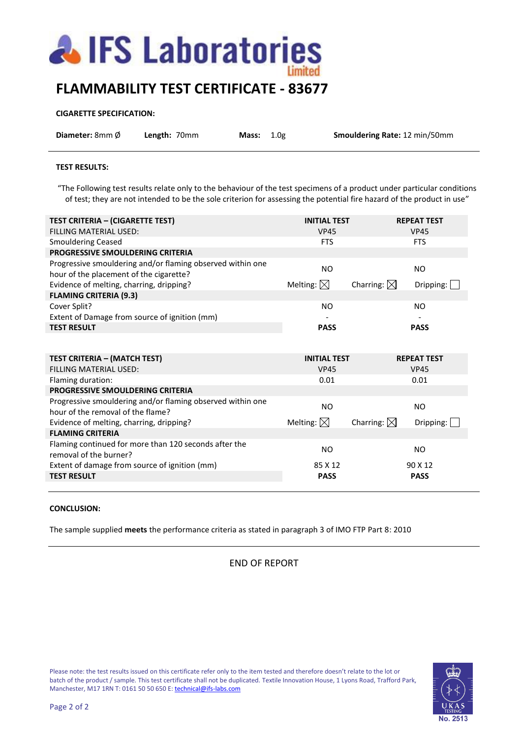# IFS Laboratories Limited

## FLAMMABILITY TEST CERTIFICATE - 83677

**CIGARETTE SPECIFICATION:**

**Diameter:** 8mm Ø  **Length:** 70mm  **Mass:** 1.0g  **Smouldering Rate:** 12 min/50mm

**TEST RESULTS:**

"The Following test results relate only to the behaviour of the test specimens of a product under particular conditions of test; they are not intended to be the sole criterion for assessing the potential fire hazard of the product in use"

| **TEST CRITERIA – (CIGARETTE TEST)** | **INITIAL TEST** | | **REPEAT TEST** |
|---|---|---|---|
| FILLING MATERIAL USED: | VP45 | | VP45 |
| Smouldering Ceased | FTS | | FTS |
| **PROGRESSIVE SMOULDERING CRITERIA** | | | |
| Progressive smouldering and/or flaming observed within one hour of the placement of the cigarette? | NO | | NO |
| Evidence of melting, charring, dripping? | Melting: ☒ | Charring: ☒ | Dripping: ☐ |
| **FLAMING CRITERIA (9.3)** | | | |
| Cover Split? | NO | | NO |
| Extent of Damage from source of ignition (mm) | - | | - |
| **TEST RESULT** | **PASS** | | **PASS** |

| **TEST CRITERIA – (MATCH TEST)** | **INITIAL TEST** | | **REPEAT TEST** |
|---|---|---|---|
| FILLING MATERIAL USED: | VP45 | | VP45 |
| Flaming duration: | 0.01 | | 0.01 |
| **PROGRESSIVE SMOULDERING CRITERIA** | | | |
| Progressive smouldering and/or flaming observed within one hour of the removal of the flame? | NO | | NO |
| Evidence of melting, charring, dripping? | Melting: ☒ | Charring: ☒ | Dripping: ☐ |
| **FLAMING CRITERIA** | | | |
| Flaming continued for more than 120 seconds after the removal of the burner? | NO | | NO |
| Extent of damage from source of ignition (mm) | 85 X 12 | | 90 X 12 |
| **TEST RESULT** | **PASS** | | **PASS** |

**CONCLUSION:**

The sample supplied **meets** the performance criteria as stated in paragraph 3 of IMO FTP Part 8: 2010

END OF REPORT

Please note: the test results issued on this certificate refer only to the item tested and therefore doesn't relate to the lot or batch of the product / sample. This test certificate shall not be duplicated. Textile Innovation House, 1 Lyons Road, Trafford Park, Manchester, M17 1RN T: 0161 50 50 650 E: technical@ifs-labs.com

UKAS TESTING No. 2513